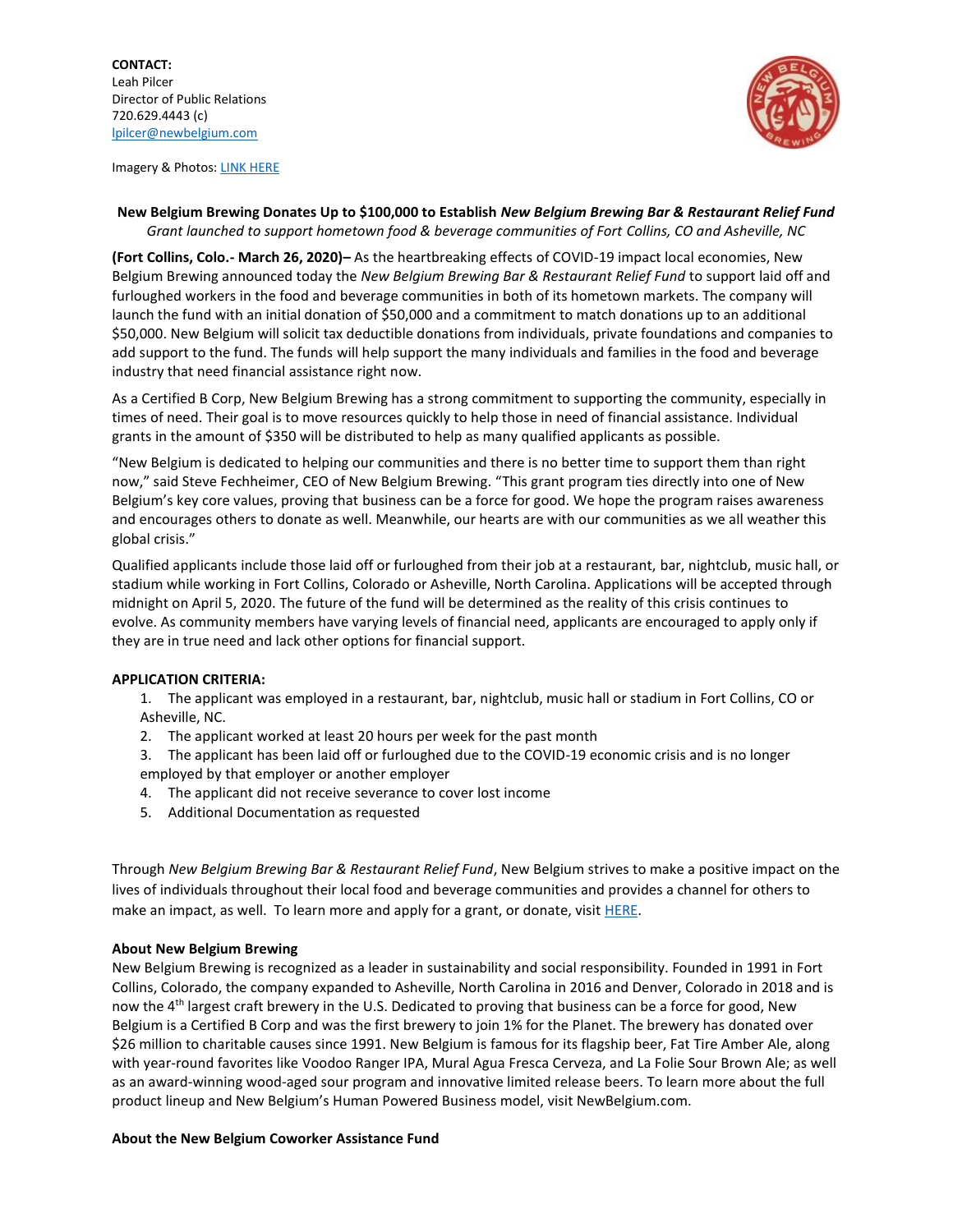**CONTACT:**
Leah Pilcer
Director of Public Relations
720.629.4443 (c)
[lpilcer@newbelgium.com](mailto:lpilcer@newbelgium.com)

Imagery & Photos: [LINK HERE]

**New Belgium Brewing Donates Up to $100,000 to Establish *New Belgium Brewing Bar & Restaurant Relief Fund***

*Grant launched to support hometown food & beverage communities of Fort Collins, CO and Asheville, NC*

**(Fort Collins, Colo.- March 26, 2020)–** As the heartbreaking effects of COVID-19 impact local economies, New Belgium Brewing announced today the *New Belgium Brewing Bar & Restaurant Relief Fund* to support laid off and furloughed workers in the food and beverage communities in both of its hometown markets. The company will launch the fund with an initial donation of $50,000 and a commitment to match donations up to an additional $50,000. New Belgium will solicit tax deductible donations from individuals, private foundations and companies to add support to the fund. The funds will help support the many individuals and families in the food and beverage industry that need financial assistance right now.

As a Certified B Corp, New Belgium Brewing has a strong commitment to supporting the community, especially in times of need. Their goal is to move resources quickly to help those in need of financial assistance. Individual grants in the amount of $350 will be distributed to help as many qualified applicants as possible.

"New Belgium is dedicated to helping our communities and there is no better time to support them than right now," said Steve Fechheimer, CEO of New Belgium Brewing. "This grant program ties directly into one of New Belgium's key core values, proving that business can be a force for good. We hope the program raises awareness and encourages others to donate as well. Meanwhile, our hearts are with our communities as we all weather this global crisis."

Qualified applicants include those laid off or furloughed from their job at a restaurant, bar, nightclub, music hall, or stadium while working in Fort Collins, Colorado or Asheville, North Carolina. Applications will be accepted through midnight on April 5, 2020. The future of the fund will be determined as the reality of this crisis continues to evolve. As community members have varying levels of financial need, applicants are encouraged to apply only if they are in true need and lack other options for financial support.

**APPLICATION CRITERIA:**

1. The applicant was employed in a restaurant, bar, nightclub, music hall or stadium in Fort Collins, CO or Asheville, NC.
2. The applicant worked at least 20 hours per week for the past month
3. The applicant has been laid off or furloughed due to the COVID-19 economic crisis and is no longer employed by that employer or another employer
4. The applicant did not receive severance to cover lost income
5. Additional Documentation as requested

Through *New Belgium Brewing Bar & Restaurant Relief Fund*, New Belgium strives to make a positive impact on the lives of individuals throughout their local food and beverage communities and provides a channel for others to make an impact, as well. To learn more and apply for a grant, or donate, visit [HERE].

**About New Belgium Brewing**

New Belgium Brewing is recognized as a leader in sustainability and social responsibility. Founded in 1991 in Fort Collins, Colorado, the company expanded to Asheville, North Carolina in 2016 and Denver, Colorado in 2018 and is now the 4th largest craft brewery in the U.S. Dedicated to proving that business can be a force for good, New Belgium is a Certified B Corp and was the first brewery to join 1% for the Planet. The brewery has donated over $26 million to charitable causes since 1991. New Belgium is famous for its flagship beer, Fat Tire Amber Ale, along with year-round favorites like Voodoo Ranger IPA, Mural Agua Fresca Cerveza, and La Folie Sour Brown Ale; as well as an award-winning wood-aged sour program and innovative limited release beers. To learn more about the full product lineup and New Belgium's Human Powered Business model, visit NewBelgium.com.

**About the New Belgium Coworker Assistance Fund**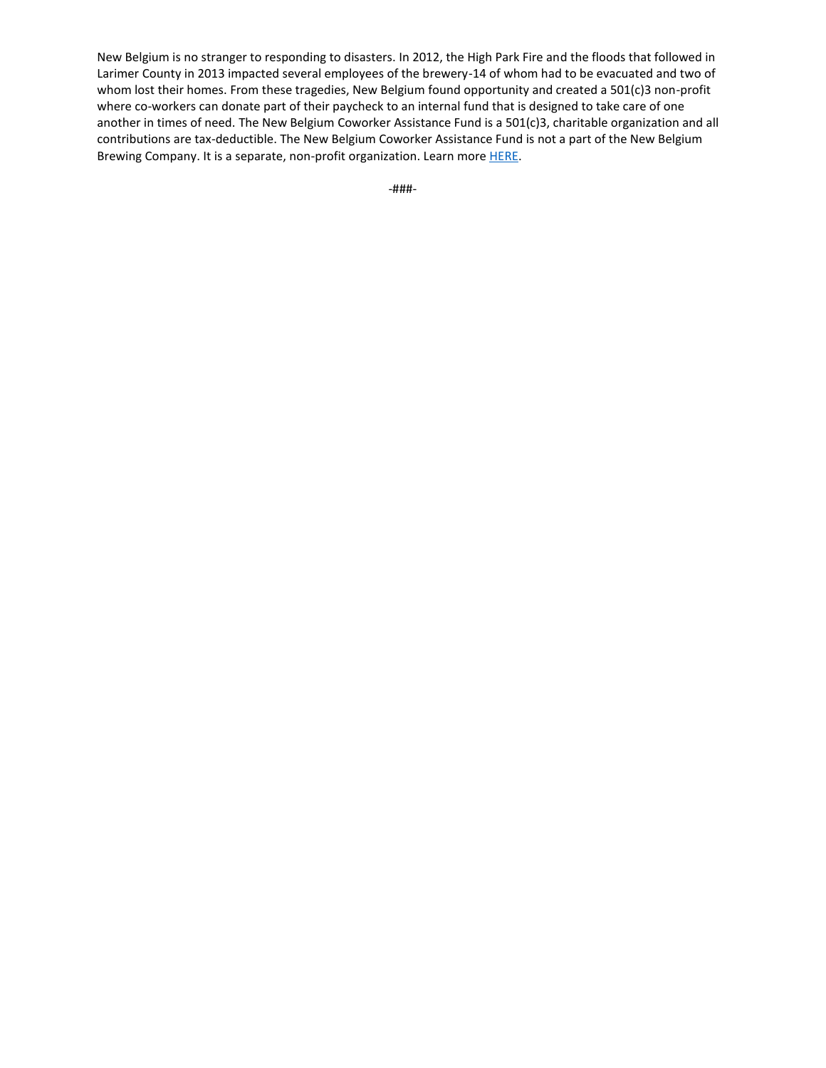New Belgium is no stranger to responding to disasters. In 2012, the High Park Fire and the floods that followed in Larimer County in 2013 impacted several employees of the brewery-14 of whom had to be evacuated and two of whom lost their homes. From these tragedies, New Belgium found opportunity and created a 501(c)3 non-profit where co-workers can donate part of their paycheck to an internal fund that is designed to take care of one another in times of need. The New Belgium Coworker Assistance Fund is a 501(c)3, charitable organization and all contributions are tax-deductible. The New Belgium Coworker Assistance Fund is not a part of the New Belgium Brewing Company. It is a separate, non-profit organization. Learn more HERE.

-###-